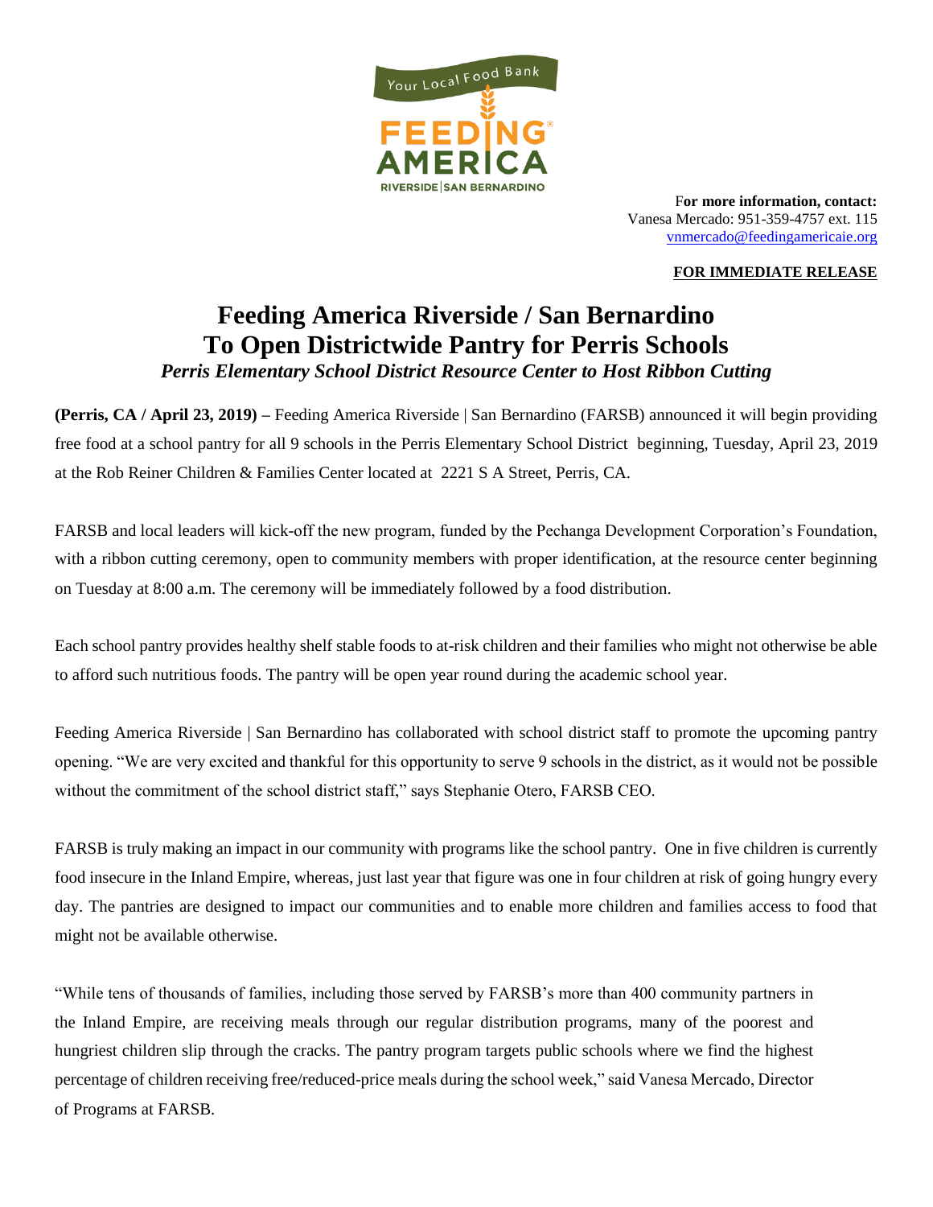Your Local Food Bank

FEEDING AMERICA

RIVERSIDE | SAN BERNARDINO

**For more information, contact:**
Vanesa Mercado: 951-359-4757 ext. 115
vnmercado@feedingamericaie.org

**FOR IMMEDIATE RELEASE**

# Feeding America Riverside / San Bernardino To Open Districtwide Pantry for Perris Schools

***Perris Elementary School District Resource Center to Host Ribbon Cutting***

**(Perris, CA / April 23, 2019)** – Feeding America Riverside | San Bernardino (FARSB) announced it will begin providing free food at a school pantry for all 9 schools in the Perris Elementary School District beginning, Tuesday, April 23, 2019 at the Rob Reiner Children & Families Center located at 2221 S A Street, Perris, CA.

FARSB and local leaders will kick-off the new program, funded by the Pechanga Development Corporation's Foundation, with a ribbon cutting ceremony, open to community members with proper identification, at the resource center beginning on Tuesday at 8:00 a.m. The ceremony will be immediately followed by a food distribution.

Each school pantry provides healthy shelf stable foods to at-risk children and their families who might not otherwise be able to afford such nutritious foods. The pantry will be open year round during the academic school year.

Feeding America Riverside | San Bernardino has collaborated with school district staff to promote the upcoming pantry opening. "We are very excited and thankful for this opportunity to serve 9 schools in the district, as it would not be possible without the commitment of the school district staff," says Stephanie Otero, FARSB CEO.

FARSB is truly making an impact in our community with programs like the school pantry. One in five children is currently food insecure in the Inland Empire, whereas, just last year that figure was one in four children at risk of going hungry every day. The pantries are designed to impact our communities and to enable more children and families access to food that might not be available otherwise.

"While tens of thousands of families, including those served by FARSB's more than 400 community partners in the Inland Empire, are receiving meals through our regular distribution programs, many of the poorest and hungriest children slip through the cracks. The pantry program targets public schools where we find the highest percentage of children receiving free/reduced-price meals during the school week," said Vanesa Mercado, Director of Programs at FARSB.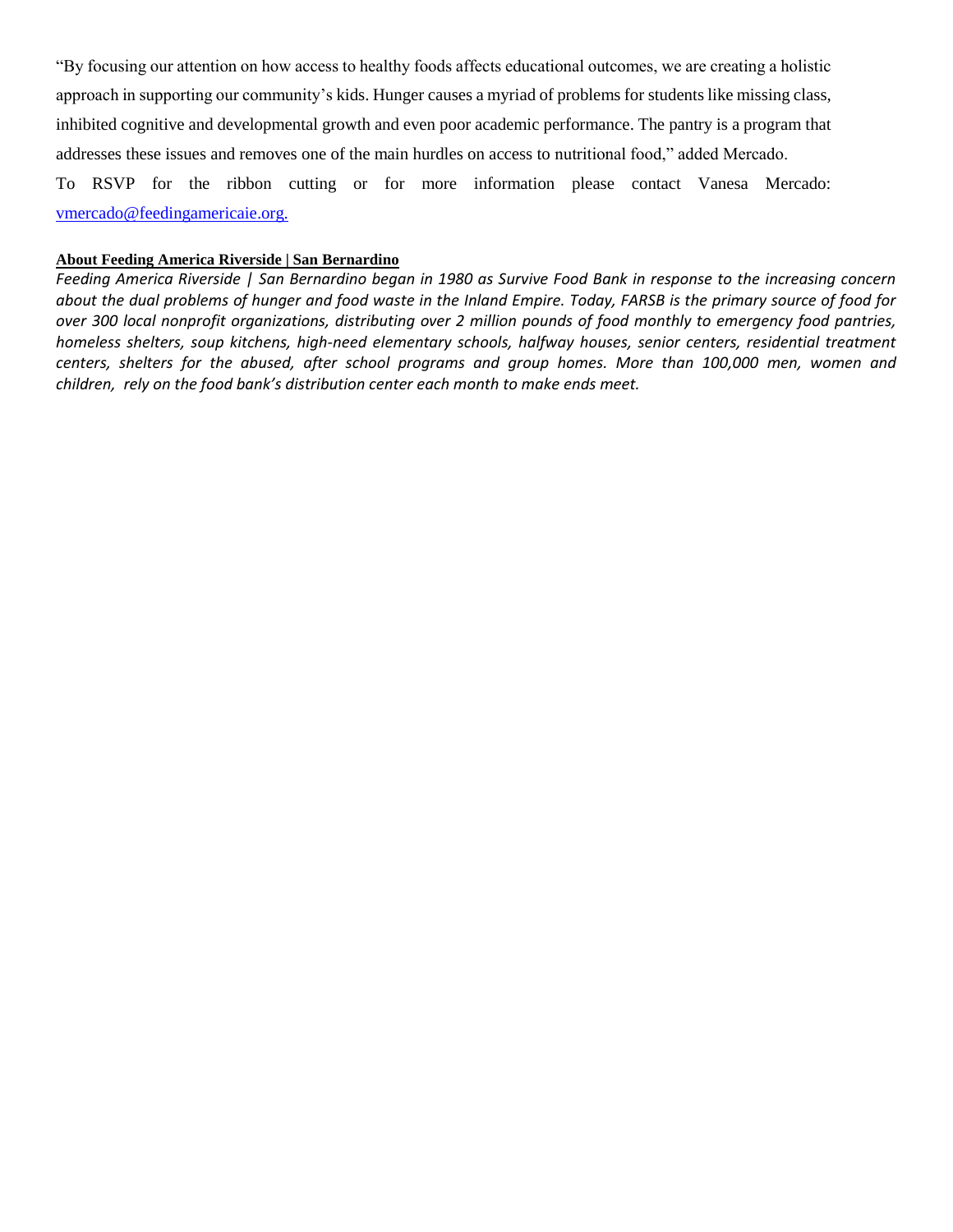"By focusing our attention on how access to healthy foods affects educational outcomes, we are creating a holistic approach in supporting our community's kids. Hunger causes a myriad of problems for students like missing class, inhibited cognitive and developmental growth and even poor academic performance. The pantry is a program that addresses these issues and removes one of the main hurdles on access to nutritional food," added Mercado.

To RSVP for the ribbon cutting or for more information please contact Vanesa Mercado: vmercado@feedingamericaie.org.

**About Feeding America Riverside | San Bernardino**

*Feeding America Riverside | San Bernardino began in 1980 as Survive Food Bank in response to the increasing concern about the dual problems of hunger and food waste in the Inland Empire. Today, FARSB is the primary source of food for over 300 local nonprofit organizations, distributing over 2 million pounds of food monthly to emergency food pantries, homeless shelters, soup kitchens, high-need elementary schools, halfway houses, senior centers, residential treatment centers, shelters for the abused, after school programs and group homes. More than 100,000 men, women and children, rely on the food bank's distribution center each month to make ends meet.*